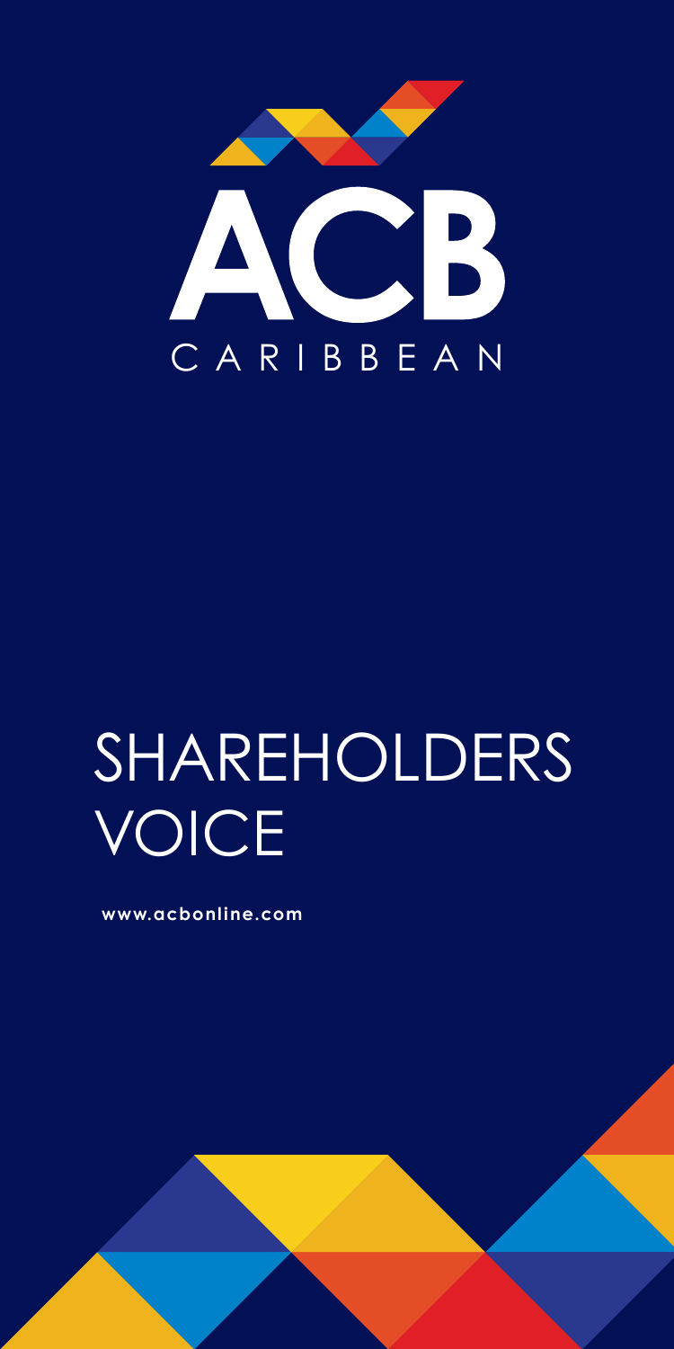ACB

CARIBBEAN

# SHAREHOLDERS VOICE

**www.acbonline.com**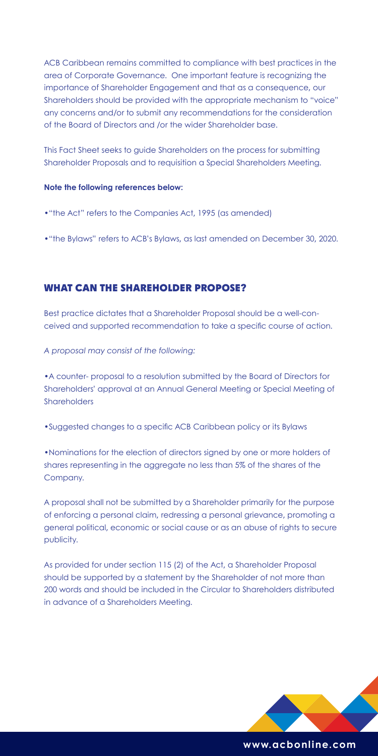ACB Caribbean remains committed to compliance with best practices in the area of Corporate Governance. One important feature is recognizing the importance of Shareholder Engagement and that as a consequence, our Shareholders should be provided with the appropriate mechanism to "voice" any concerns and/or to submit any recommendations for the consideration of the Board of Directors and /or the wider Shareholder base.

This Fact Sheet seeks to guide Shareholders on the process for submitting Shareholder Proposals and to requisition a Special Shareholders Meeting.

**Note the following references below:**

- "the Act" refers to the Companies Act, 1995 (as amended)
- "the Bylaws" refers to ACB's Bylaws, as last amended on December 30, 2020.

## WHAT CAN THE SHAREHOLDER PROPOSE?

Best practice dictates that a Shareholder Proposal should be a well-conceived and supported recommendation to take a specific course of action.

*A proposal may consist of the following:*

- A counter- proposal to a resolution submitted by the Board of Directors for Shareholders' approval at an Annual General Meeting or Special Meeting of Shareholders
- Suggested changes to a specific ACB Caribbean policy or its Bylaws
- Nominations for the election of directors signed by one or more holders of shares representing in the aggregate no less than 5% of the shares of the Company.

A proposal shall not be submitted by a Shareholder primarily for the purpose of enforcing a personal claim, redressing a personal grievance, promoting a general political, economic or social cause or as an abuse of rights to secure publicity.

As provided for under section 115 (2) of the Act, a Shareholder Proposal should be supported by a statement by the Shareholder of not more than 200 words and should be included in the Circular to Shareholders distributed in advance of a Shareholders Meeting.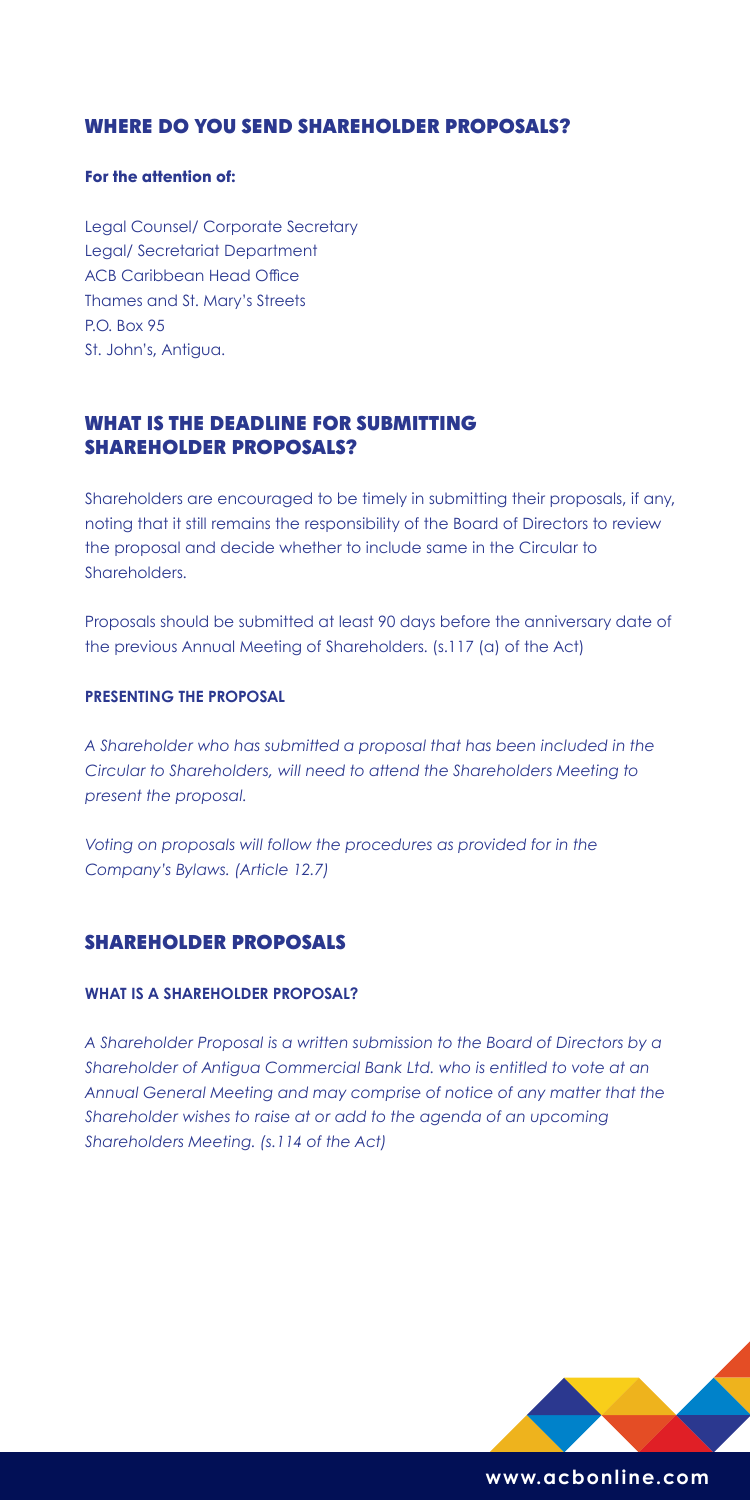## WHERE DO YOU SEND SHAREHOLDER PROPOSALS?

**For the attention of:**

Legal Counsel/ Corporate Secretary
Legal/ Secretariat Department
ACB Caribbean Head Office
Thames and St. Mary's Streets
P.O. Box 95
St. John's, Antigua.

## WHAT IS THE DEADLINE FOR SUBMITTING SHAREHOLDER PROPOSALS?

Shareholders are encouraged to be timely in submitting their proposals, if any, noting that it still remains the responsibility of the Board of Directors to review the proposal and decide whether to include same in the Circular to Shareholders.

Proposals should be submitted at least 90 days before the anniversary date of the previous Annual Meeting of Shareholders. (s.117 (a) of the Act)

### PRESENTING THE PROPOSAL

*A Shareholder who has submitted a proposal that has been included in the Circular to Shareholders, will need to attend the Shareholders Meeting to present the proposal.*

*Voting on proposals will follow the procedures as provided for in the Company's Bylaws. (Article 12.7)*

## SHAREHOLDER PROPOSALS

### WHAT IS A SHAREHOLDER PROPOSAL?

*A Shareholder Proposal is a written submission to the Board of Directors by a Shareholder of Antigua Commercial Bank Ltd. who is entitled to vote at an Annual General Meeting and may comprise of notice of any matter that the Shareholder wishes to raise at or add to the agenda of an upcoming Shareholders Meeting. (s.114 of the Act)*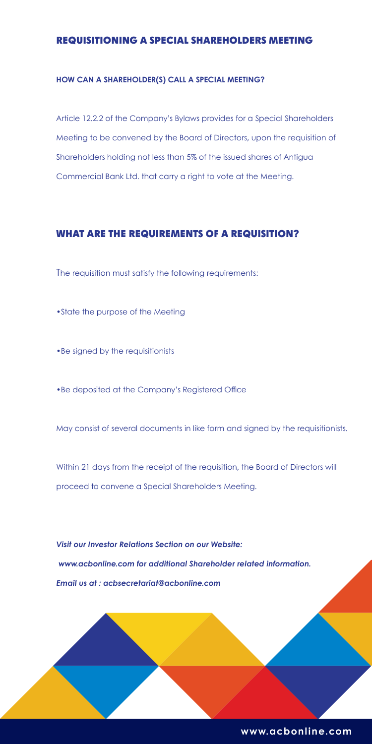## REQUISITIONING A SPECIAL SHAREHOLDERS MEETING

### HOW CAN A SHAREHOLDER(S) CALL A SPECIAL MEETING?

Article 12.2.2 of the Company's Bylaws provides for a Special Shareholders Meeting to be convened by the Board of Directors, upon the requisition of Shareholders holding not less than 5% of the issued shares of Antigua Commercial Bank Ltd. that carry a right to vote at the Meeting.

## WHAT ARE THE REQUIREMENTS OF A REQUISITION?

The requisition must satisfy the following requirements:

- State the purpose of the Meeting
- Be signed by the requisitionists
- Be deposited at the Company's Registered Office

May consist of several documents in like form and signed by the requisitionists.

Within 21 days from the receipt of the requisition, the Board of Directors will proceed to convene a Special Shareholders Meeting.

***Visit our Investor Relations Section on our Website:***

***www.acbonline.com for additional Shareholder related information.***

***Email us at : acbsecretariat@acbonline.com***

**www.acbonline.com**